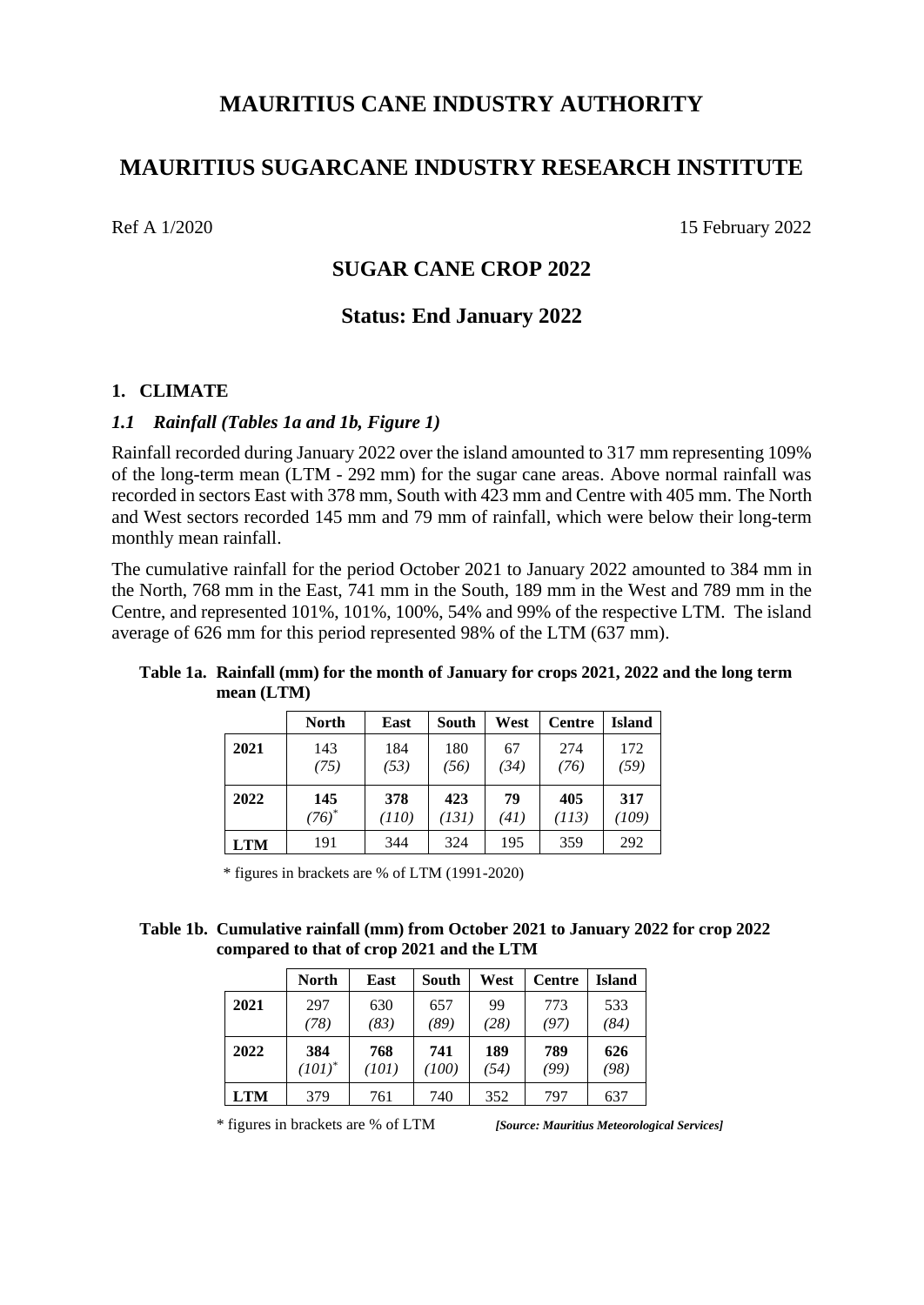# MAURITIUS CANE INDUSTRY AUTHORITY

# MAURITIUS SUGARCANE INDUSTRY RESEARCH INSTITUTE

Ref A 1/2020 15 February 2022

## SUGAR CANE CROP 2022

## Status: End January 2022

### 1. CLIMATE

#### *1.1 Rainfall (Tables 1a and 1b, Figure 1)*

Rainfall recorded during January 2022 over the island amounted to 317 mm representing 109% of the long-term mean (LTM - 292 mm) for the sugar cane areas. Above normal rainfall was recorded in sectors East with 378 mm, South with 423 mm and Centre with 405 mm. The North and West sectors recorded 145 mm and 79 mm of rainfall, which were below their long-term monthly mean rainfall.

The cumulative rainfall for the period October 2021 to January 2022 amounted to 384 mm in the North, 768 mm in the East, 741 mm in the South, 189 mm in the West and 789 mm in the Centre, and represented 101%, 101%, 100%, 54% and 99% of the respective LTM. The island average of 626 mm for this period represented 98% of the LTM (637 mm).

**Table 1a. Rainfall (mm) for the month of January for crops 2021, 2022 and the long term mean (LTM)**

| | North | East | South | West | Centre | Island |
|---|---|---|---|---|---|---|
| **2021** | 143 *(75)* | 184 *(53)* | 180 *(56)* | 67 *(34)* | 274 *(76)* | 172 *(59)* |
| **2022** | **145** *(76)*[*] | **378** *(110)* | **423** *(131)* | **79** *(41)* | **405** *(113)* | **317** *(109)* |
| **LTM** | 191 | 344 | 324 | 195 | 359 | 292 |

\* figures in brackets are % of LTM (1991-2020)

**Table 1b. Cumulative rainfall (mm) from October 2021 to January 2022 for crop 2022 compared to that of crop 2021 and the LTM**

| | North | East | South | West | Centre | Island |
|---|---|---|---|---|---|---|
| **2021** | 297 *(78)* | 630 *(83)* | 657 *(89)* | 99 *(28)* | 773 *(97)* | 533 *(84)* |
| **2022** | **384** *(101)*[*] | **768** *(101)* | **741** *(100)* | **189** *(54)* | **789** *(99)* | **626** *(98)* |
| **LTM** | 379 | 761 | 740 | 352 | 797 | 637 |

\* figures in brackets are % of LTM ***[Source: Mauritius Meteorological Services]***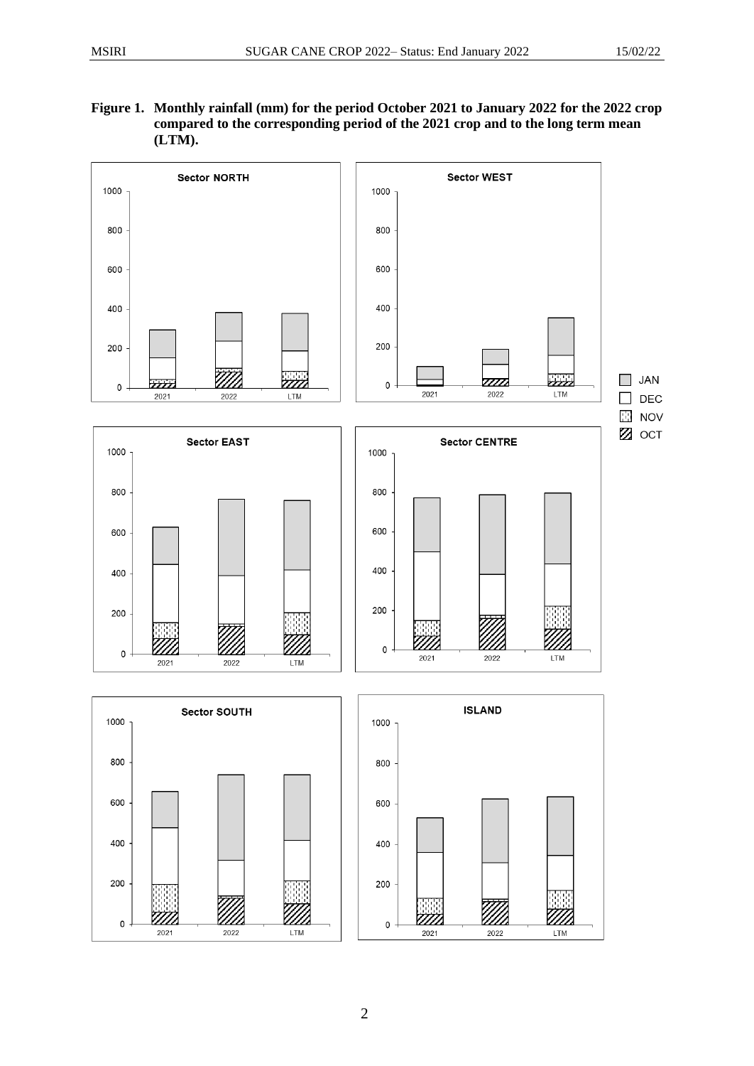**Figure 1. Monthly rainfall (mm) for the period October 2021 to January 2022 for the 2022 crop compared to the corresponding period of the 2021 crop and to the long term mean (LTM).**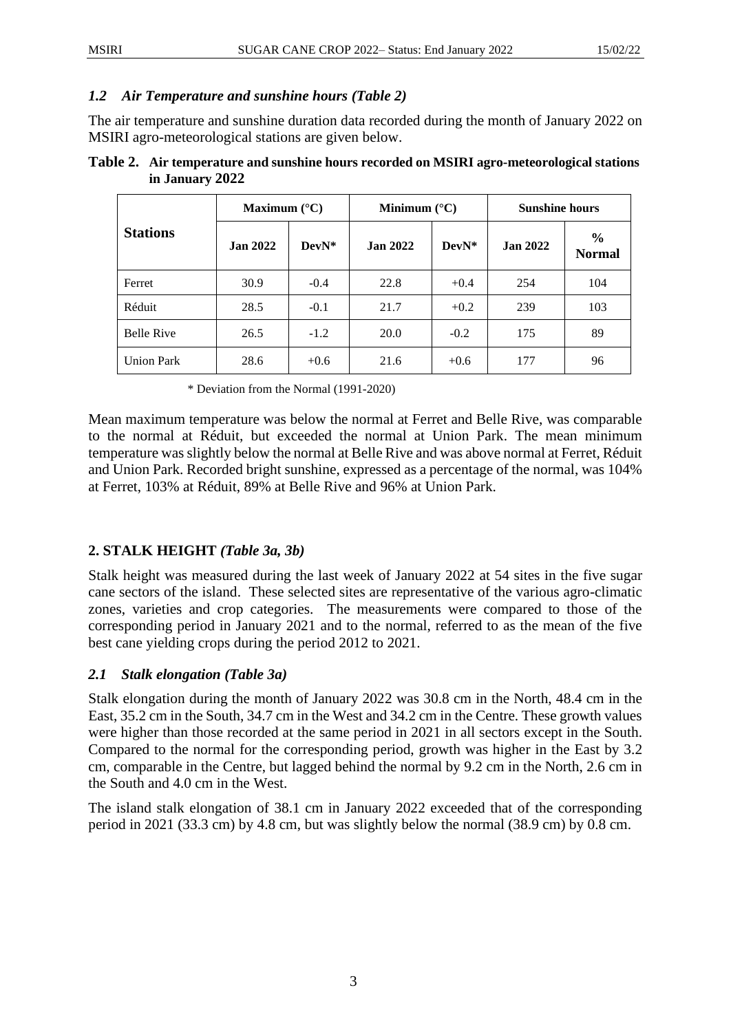### *1.2 Air Temperature and sunshine hours (Table 2)*

The air temperature and sunshine duration data recorded during the month of January 2022 on MSIRI agro-meteorological stations are given below.

**Table 2. Air temperature and sunshine hours recorded on MSIRI agro-meteorological stations in January 2022**

| Stations | Maximum (°C) | | Minimum (°C) | | Sunshine hours | |
|---|---|---|---|---|---|---|
| | Jan 2022 | DevN* | Jan 2022 | DevN* | Jan 2022 | % Normal |
| Ferret | 30.9 | -0.4 | 22.8 | +0.4 | 254 | 104 |
| Réduit | 28.5 | -0.1 | 21.7 | +0.2 | 239 | 103 |
| Belle Rive | 26.5 | -1.2 | 20.0 | -0.2 | 175 | 89 |
| Union Park | 28.6 | +0.6 | 21.6 | +0.6 | 177 | 96 |

\* Deviation from the Normal (1991-2020)

Mean maximum temperature was below the normal at Ferret and Belle Rive, was comparable to the normal at Réduit, but exceeded the normal at Union Park. The mean minimum temperature was slightly below the normal at Belle Rive and was above normal at Ferret, Réduit and Union Park. Recorded bright sunshine, expressed as a percentage of the normal, was 104% at Ferret, 103% at Réduit, 89% at Belle Rive and 96% at Union Park.

## 2. STALK HEIGHT *(Table 3a, 3b)*

Stalk height was measured during the last week of January 2022 at 54 sites in the five sugar cane sectors of the island. These selected sites are representative of the various agro-climatic zones, varieties and crop categories. The measurements were compared to those of the corresponding period in January 2021 and to the normal, referred to as the mean of the five best cane yielding crops during the period 2012 to 2021.

### *2.1 Stalk elongation (Table 3a)*

Stalk elongation during the month of January 2022 was 30.8 cm in the North, 48.4 cm in the East, 35.2 cm in the South, 34.7 cm in the West and 34.2 cm in the Centre. These growth values were higher than those recorded at the same period in 2021 in all sectors except in the South. Compared to the normal for the corresponding period, growth was higher in the East by 3.2 cm, comparable in the Centre, but lagged behind the normal by 9.2 cm in the North, 2.6 cm in the South and 4.0 cm in the West.

The island stalk elongation of 38.1 cm in January 2022 exceeded that of the corresponding period in 2021 (33.3 cm) by 4.8 cm, but was slightly below the normal (38.9 cm) by 0.8 cm.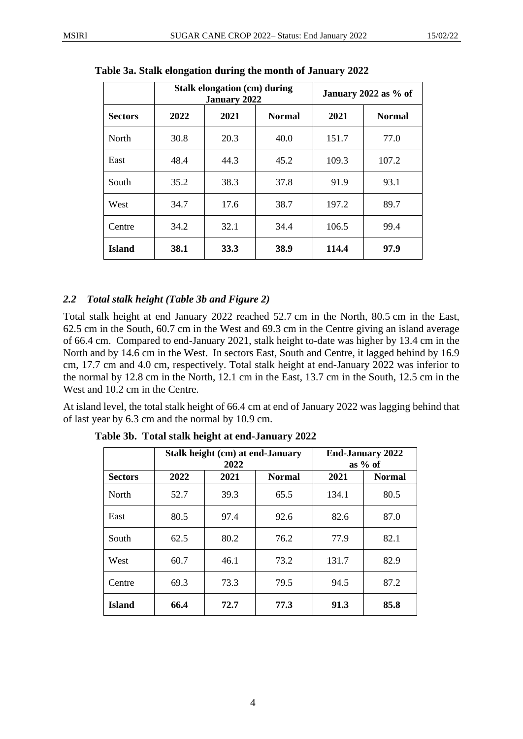**Table 3a. Stalk elongation during the month of January 2022**

| | Stalk elongation (cm) during January 2022 | | | January 2022 as % of | |
|---|---|---|---|---|---|
| **Sectors** | **2022** | **2021** | **Normal** | **2021** | **Normal** |
| North | 30.8 | 20.3 | 40.0 | 151.7 | 77.0 |
| East | 48.4 | 44.3 | 45.2 | 109.3 | 107.2 |
| South | 35.2 | 38.3 | 37.8 | 91.9 | 93.1 |
| West | 34.7 | 17.6 | 38.7 | 197.2 | 89.7 |
| Centre | 34.2 | 32.1 | 34.4 | 106.5 | 99.4 |
| **Island** | **38.1** | **33.3** | **38.9** | **114.4** | **97.9** |

### *2.2 Total stalk height (Table 3b and Figure 2)*

Total stalk height at end January 2022 reached 52.7 cm in the North, 80.5 cm in the East, 62.5 cm in the South, 60.7 cm in the West and 69.3 cm in the Centre giving an island average of 66.4 cm. Compared to end-January 2021, stalk height to-date was higher by 13.4 cm in the North and by 14.6 cm in the West. In sectors East, South and Centre, it lagged behind by 16.9 cm, 17.7 cm and 4.0 cm, respectively. Total stalk height at end-January 2022 was inferior to the normal by 12.8 cm in the North, 12.1 cm in the East, 13.7 cm in the South, 12.5 cm in the West and 10.2 cm in the Centre.

At island level, the total stalk height of 66.4 cm at end of January 2022 was lagging behind that of last year by 6.3 cm and the normal by 10.9 cm.

**Table 3b. Total stalk height at end-January 2022**

| | Stalk height (cm) at end-January 2022 | | | End-January 2022 as % of | |
|---|---|---|---|---|---|
| **Sectors** | **2022** | **2021** | **Normal** | **2021** | **Normal** |
| North | 52.7 | 39.3 | 65.5 | 134.1 | 80.5 |
| East | 80.5 | 97.4 | 92.6 | 82.6 | 87.0 |
| South | 62.5 | 80.2 | 76.2 | 77.9 | 82.1 |
| West | 60.7 | 46.1 | 73.2 | 131.7 | 82.9 |
| Centre | 69.3 | 73.3 | 79.5 | 94.5 | 87.2 |
| **Island** | **66.4** | **72.7** | **77.3** | **91.3** | **85.8** |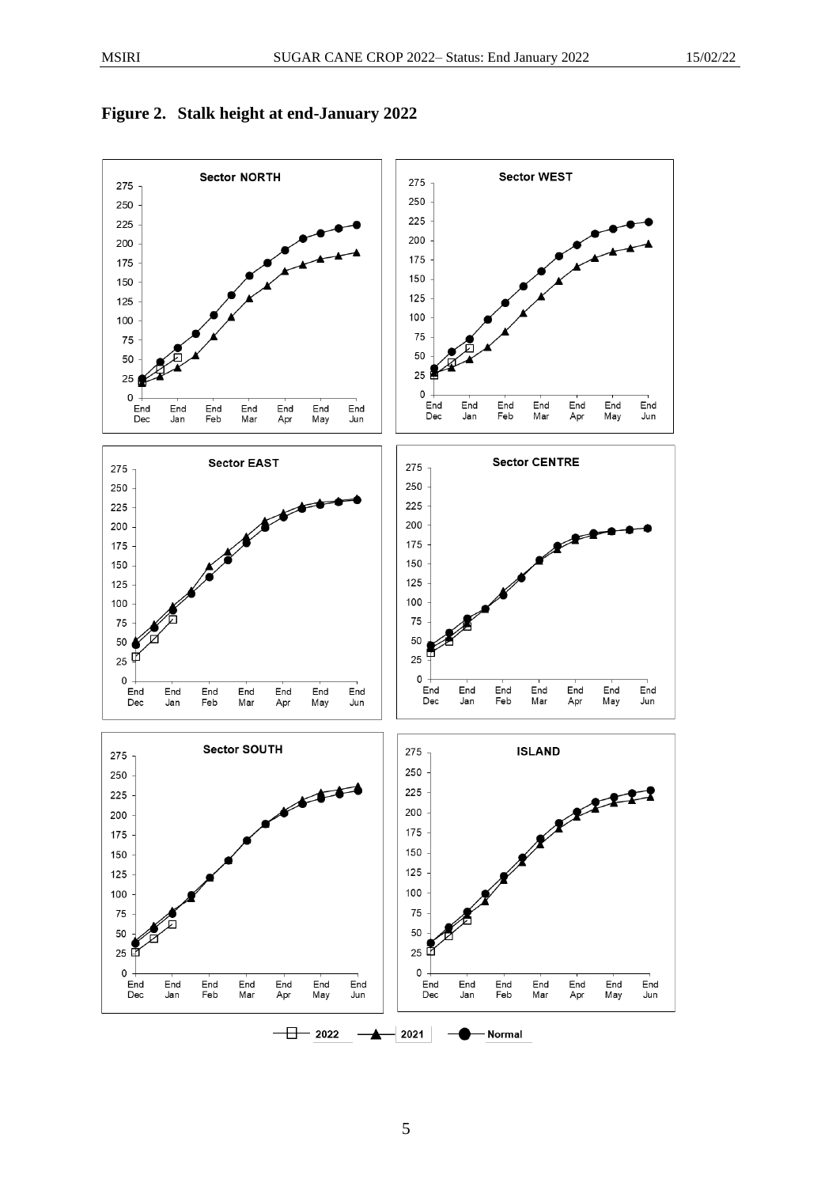**Figure 2. Stalk height at end-January 2022**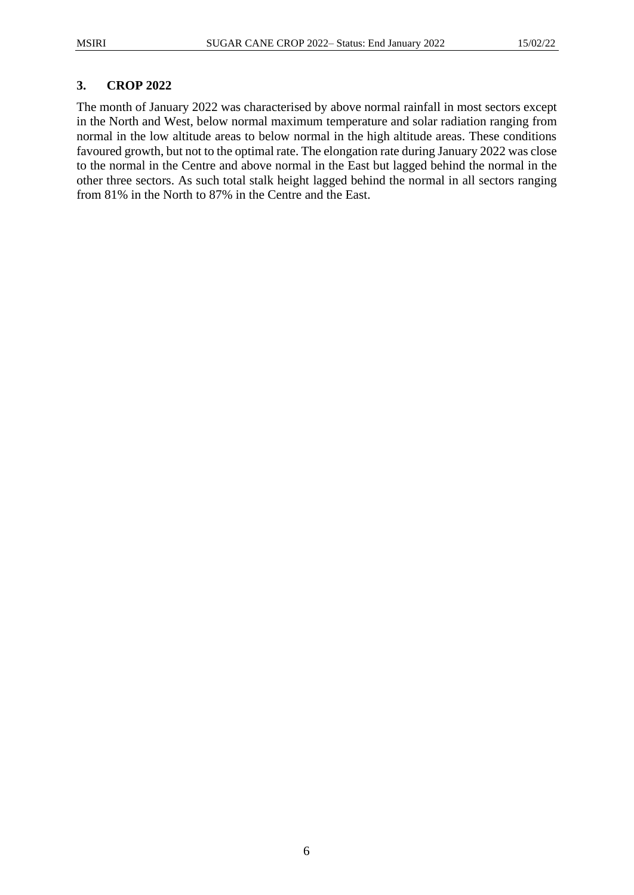## 3. CROP 2022

The month of January 2022 was characterised by above normal rainfall in most sectors except in the North and West, below normal maximum temperature and solar radiation ranging from normal in the low altitude areas to below normal in the high altitude areas. These conditions favoured growth, but not to the optimal rate. The elongation rate during January 2022 was close to the normal in the Centre and above normal in the East but lagged behind the normal in the other three sectors. As such total stalk height lagged behind the normal in all sectors ranging from 81% in the North to 87% in the Centre and the East.